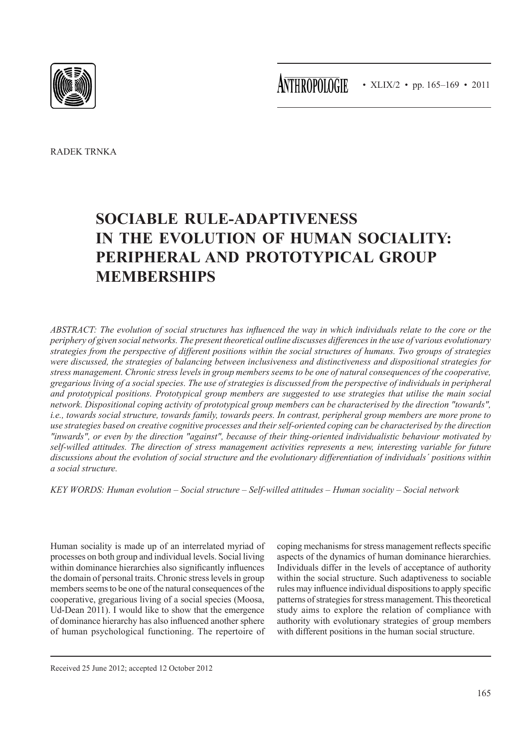RADEK TRNKA

# SOCIABLE RULE-ADAPTIVENESS IN THE EVOLUTION OF HUMAN SOCIALITY: PERIPHERAL AND PROTOTYPICAL GROUP MEMBERSHIPS

*ABSTRACT: The evolution of social structures has influenced the way in which individuals relate to the core or the periphery of given social networks. The present theoretical outline discusses differences in the use of various evolutionary strategies from the perspective of different positions within the social structures of humans. Two groups of strategies were discussed, the strategies of balancing between inclusiveness and distinctiveness and dispositional strategies for stress management. Chronic stress levels in group members seems to be one of natural consequences of the cooperative, gregarious living of a social species. The use of strategies is discussed from the perspective of individuals in peripheral and prototypical positions. Prototypical group members are suggested to use strategies that utilise the main social network. Dispositional coping activity of prototypical group members can be characterised by the direction "towards", i.e., towards social structure, towards family, towards peers. In contrast, peripheral group members are more prone to use strategies based on creative cognitive processes and their self-oriented coping can be characterised by the direction "inwards", or even by the direction "against", because of their thing-oriented individualistic behaviour motivated by self-willed attitudes. The direction of stress management activities represents a new, interesting variable for future discussions about the evolution of social structure and the evolutionary differentiation of individuals´ positions within a social structure.*

*KEY WORDS: Human evolution – Social structure – Self-willed attitudes – Human sociality – Social network*

Human sociality is made up of an interrelated myriad of processes on both group and individual levels. Social living within dominance hierarchies also significantly influences the domain of personal traits. Chronic stress levels in group members seems to be one of the natural consequences of the cooperative, gregarious living of a social species (Moosa, Ud-Dean 2011). I would like to show that the emergence of dominance hierarchy has also influenced another sphere of human psychological functioning. The repertoire of coping mechanisms for stress management reflects specific aspects of the dynamics of human dominance hierarchies. Individuals differ in the levels of acceptance of authority within the social structure. Such adaptiveness to sociable rules may influence individual dispositions to apply specific patterns of strategies for stress management. This theoretical study aims to explore the relation of compliance with authority with evolutionary strategies of group members with different positions in the human social structure.

Received 25 June 2012; accepted 12 October 2012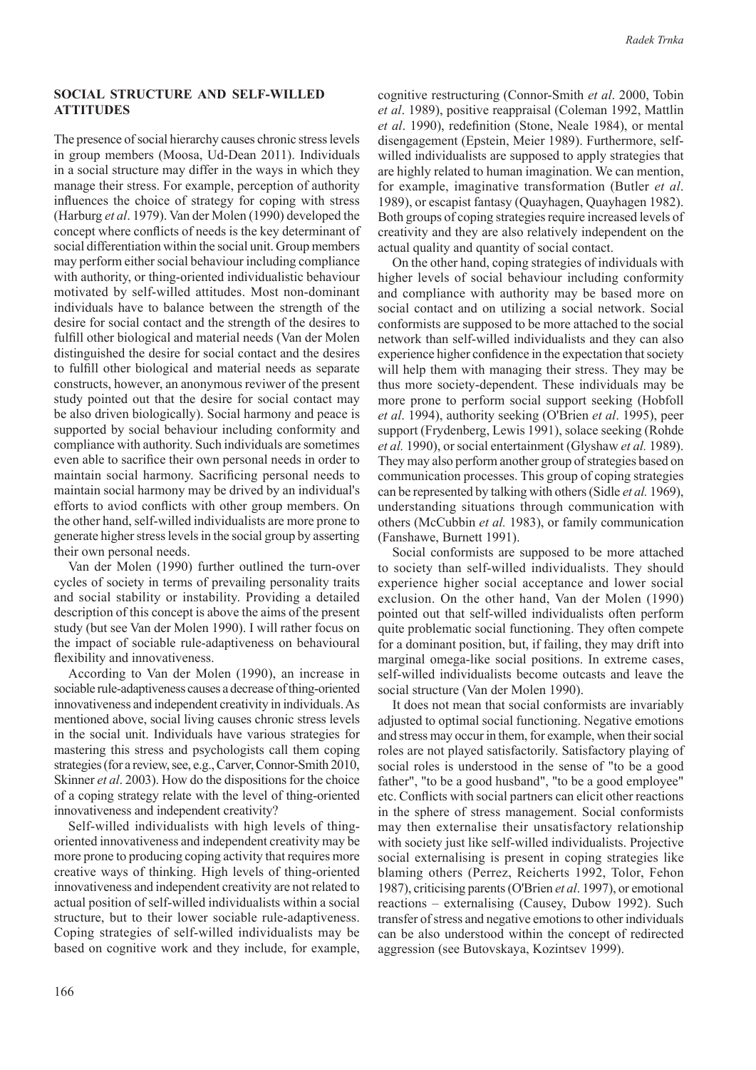## SOCIAL STRUCTURE AND SELF-WILLED ATTITUDES

The presence of social hierarchy causes chronic stress levels in group members (Moosa, Ud-Dean 2011). Individuals in a social structure may differ in the ways in which they manage their stress. For example, perception of authority influences the choice of strategy for coping with stress (Harburg *et al*. 1979). Van der Molen (1990) developed the concept where conflicts of needs is the key determinant of social differentiation within the social unit. Group members may perform either social behaviour including compliance with authority, or thing-oriented individualistic behaviour motivated by self-willed attitudes. Most non-dominant individuals have to balance between the strength of the desire for social contact and the strength of the desires to fulfill other biological and material needs (Van der Molen distinguished the desire for social contact and the desires to fulfill other biological and material needs as separate constructs, however, an anonymous reviwer of the present study pointed out that the desire for social contact may be also driven biologically). Social harmony and peace is supported by social behaviour including conformity and compliance with authority. Such individuals are sometimes even able to sacrifice their own personal needs in order to maintain social harmony. Sacrificing personal needs to maintain social harmony may be drived by an individual's efforts to aviod conflicts with other group members. On the other hand, self-willed individualists are more prone to generate higher stress levels in the social group by asserting their own personal needs.

Van der Molen (1990) further outlined the turn-over cycles of society in terms of prevailing personality traits and social stability or instability. Providing a detailed description of this concept is above the aims of the present study (but see Van der Molen 1990). I will rather focus on the impact of sociable rule-adaptiveness on behavioural flexibility and innovativeness.

According to Van der Molen (1990), an increase in sociable rule-adaptiveness causes a decrease of thing-oriented innovativeness and independent creativity in individuals. As mentioned above, social living causes chronic stress levels in the social unit. Individuals have various strategies for mastering this stress and psychologists call them coping strategies (for a review, see, e.g., Carver, Connor-Smith 2010, Skinner *et al*. 2003). How do the dispositions for the choice of a coping strategy relate with the level of thing-oriented innovativeness and independent creativity?

Self-willed individualists with high levels of thing-oriented innovativeness and independent creativity may be more prone to producing coping activity that requires more creative ways of thinking. High levels of thing-oriented innovativeness and independent creativity are not related to actual position of self-willed individualists within a social structure, but to their lower sociable rule-adaptiveness. Coping strategies of self-willed individualists may be based on cognitive work and they include, for example, cognitive restructuring (Connor-Smith *et al*. 2000, Tobin *et al*. 1989), positive reappraisal (Coleman 1992, Mattlin *et al*. 1990), redefinition (Stone, Neale 1984), or mental disengagement (Epstein, Meier 1989). Furthermore, self-willed individualists are supposed to apply strategies that are highly related to human imagination. We can mention, for example, imaginative transformation (Butler *et al*. 1989), or escapist fantasy (Quayhagen, Quayhagen 1982). Both groups of coping strategies require increased levels of creativity and they are also relatively independent on the actual quality and quantity of social contact.

On the other hand, coping strategies of individuals with higher levels of social behaviour including conformity and compliance with authority may be based more on social contact and on utilizing a social network. Social conformists are supposed to be more attached to the social network than self-willed individualists and they can also experience higher confidence in the expectation that society will help them with managing their stress. They may be thus more society-dependent. These individuals may be more prone to perform social support seeking (Hobfoll *et al*. 1994), authority seeking (O'Brien *et al*. 1995), peer support (Frydenberg, Lewis 1991), solace seeking (Rohde *et al.* 1990), or social entertainment (Glyshaw *et al.* 1989). They may also perform another group of strategies based on communication processes. This group of coping strategies can be represented by talking with others (Sidle *et al.* 1969), understanding situations through communication with others (McCubbin *et al.* 1983), or family communication (Fanshawe, Burnett 1991).

Social conformists are supposed to be more attached to society than self-willed individualists. They should experience higher social acceptance and lower social exclusion. On the other hand, Van der Molen (1990) pointed out that self-willed individualists often perform quite problematic social functioning. They often compete for a dominant position, but, if failing, they may drift into marginal omega-like social positions. In extreme cases, self-willed individualists become outcasts and leave the social structure (Van der Molen 1990).

It does not mean that social conformists are invariably adjusted to optimal social functioning. Negative emotions and stress may occur in them, for example, when their social roles are not played satisfactorily. Satisfactory playing of social roles is understood in the sense of "to be a good father", "to be a good husband", "to be a good employee" etc. Conflicts with social partners can elicit other reactions in the sphere of stress management. Social conformists may then externalise their unsatisfactory relationship with society just like self-willed individualists. Projective social externalising is present in coping strategies like blaming others (Perrez, Reicherts 1992, Tolor, Fehon 1987), criticising parents (O'Brien *et al*. 1997), or emotional reactions – externalising (Causey, Dubow 1992). Such transfer of stress and negative emotions to other individuals can be also understood within the concept of redirected aggression (see Butovskaya, Kozintsev 1999).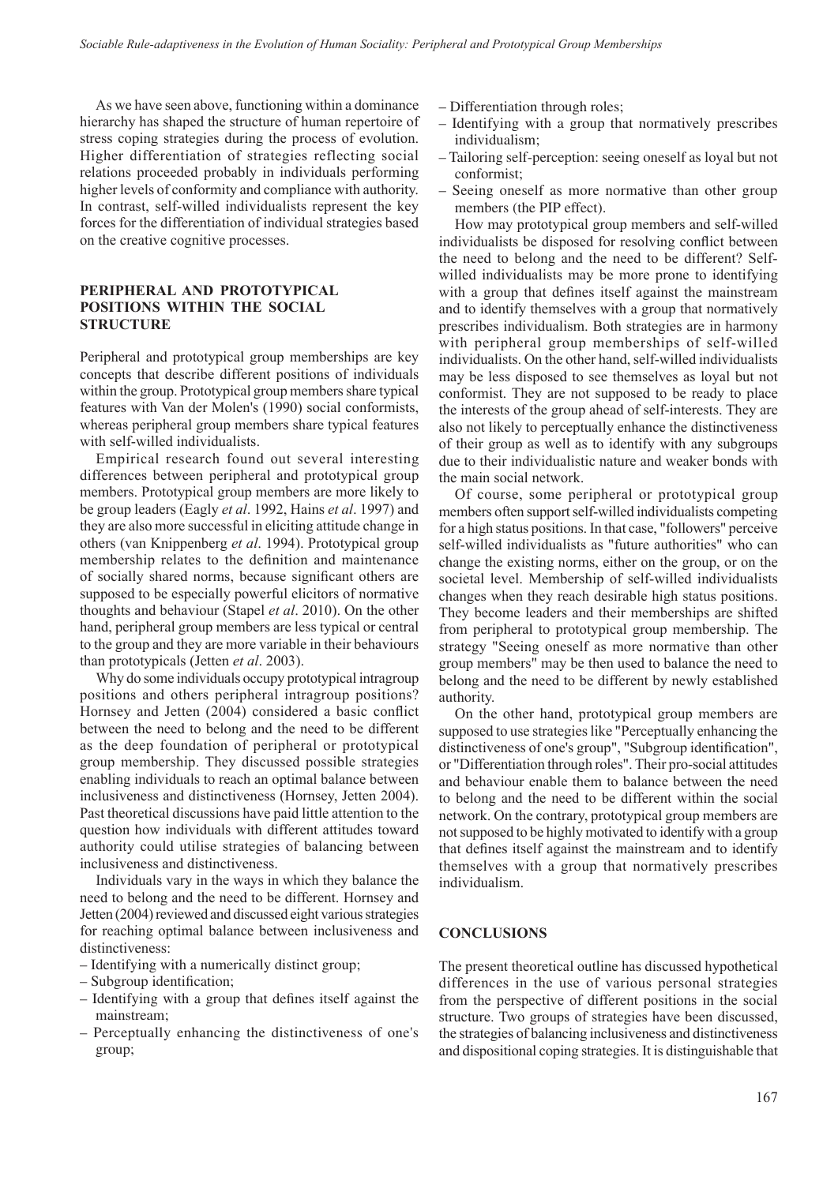As we have seen above, functioning within a dominance hierarchy has shaped the structure of human repertoire of stress coping strategies during the process of evolution. Higher differentiation of strategies reflecting social relations proceeded probably in individuals performing higher levels of conformity and compliance with authority. In contrast, self-willed individualists represent the key forces for the differentiation of individual strategies based on the creative cognitive processes.

## PERIPHERAL AND PROTOTYPICAL POSITIONS WITHIN THE SOCIAL STRUCTURE

Peripheral and prototypical group memberships are key concepts that describe different positions of individuals within the group. Prototypical group members share typical features with Van der Molen's (1990) social conformists, whereas peripheral group members share typical features with self-willed individualists.

Empirical research found out several interesting differences between peripheral and prototypical group members. Prototypical group members are more likely to be group leaders (Eagly *et al*. 1992, Hains *et al*. 1997) and they are also more successful in eliciting attitude change in others (van Knippenberg *et al*. 1994). Prototypical group membership relates to the definition and maintenance of socially shared norms, because significant others are supposed to be especially powerful elicitors of normative thoughts and behaviour (Stapel *et al*. 2010). On the other hand, peripheral group members are less typical or central to the group and they are more variable in their behaviours than prototypicals (Jetten *et al*. 2003).

Why do some individuals occupy prototypical intragroup positions and others peripheral intragroup positions? Hornsey and Jetten (2004) considered a basic conflict between the need to belong and the need to be different as the deep foundation of peripheral or prototypical group membership. They discussed possible strategies enabling individuals to reach an optimal balance between inclusiveness and distinctiveness (Hornsey, Jetten 2004). Past theoretical discussions have paid little attention to the question how individuals with different attitudes toward authority could utilise strategies of balancing between inclusiveness and distinctiveness.

Individuals vary in the ways in which they balance the need to belong and the need to be different. Hornsey and Jetten (2004) reviewed and discussed eight various strategies for reaching optimal balance between inclusiveness and distinctiveness:

- Identifying with a numerically distinct group;
- Subgroup identification;
- Identifying with a group that defines itself against the mainstream;
- Perceptually enhancing the distinctiveness of one's group;
- Differentiation through roles;
- Identifying with a group that normatively prescribes individualism;
- Tailoring self-perception: seeing oneself as loyal but not conformist;
- Seeing oneself as more normative than other group members (the PIP effect).

How may prototypical group members and self-willed individualists be disposed for resolving conflict between the need to belong and the need to be different? Self-willed individualists may be more prone to identifying with a group that defines itself against the mainstream and to identify themselves with a group that normatively prescribes individualism. Both strategies are in harmony with peripheral group memberships of self-willed individualists. On the other hand, self-willed individualists may be less disposed to see themselves as loyal but not conformist. They are not supposed to be ready to place the interests of the group ahead of self-interests. They are also not likely to perceptually enhance the distinctiveness of their group as well as to identify with any subgroups due to their individualistic nature and weaker bonds with the main social network.

Of course, some peripheral or prototypical group members often support self-willed individualists competing for a high status positions. In that case, "followers" perceive self-willed individualists as "future authorities" who can change the existing norms, either on the group, or on the societal level. Membership of self-willed individualists changes when they reach desirable high status positions. They become leaders and their memberships are shifted from peripheral to prototypical group membership. The strategy "Seeing oneself as more normative than other group members" may be then used to balance the need to belong and the need to be different by newly established authority.

On the other hand, prototypical group members are supposed to use strategies like "Perceptually enhancing the distinctiveness of one's group", "Subgroup identification", or "Differentiation through roles". Their pro-social attitudes and behaviour enable them to balance between the need to belong and the need to be different within the social network. On the contrary, prototypical group members are not supposed to be highly motivated to identify with a group that defines itself against the mainstream and to identify themselves with a group that normatively prescribes individualism.

## CONCLUSIONS

The present theoretical outline has discussed hypothetical differences in the use of various personal strategies from the perspective of different positions in the social structure. Two groups of strategies have been discussed, the strategies of balancing inclusiveness and distinctiveness and dispositional coping strategies. It is distinguishable that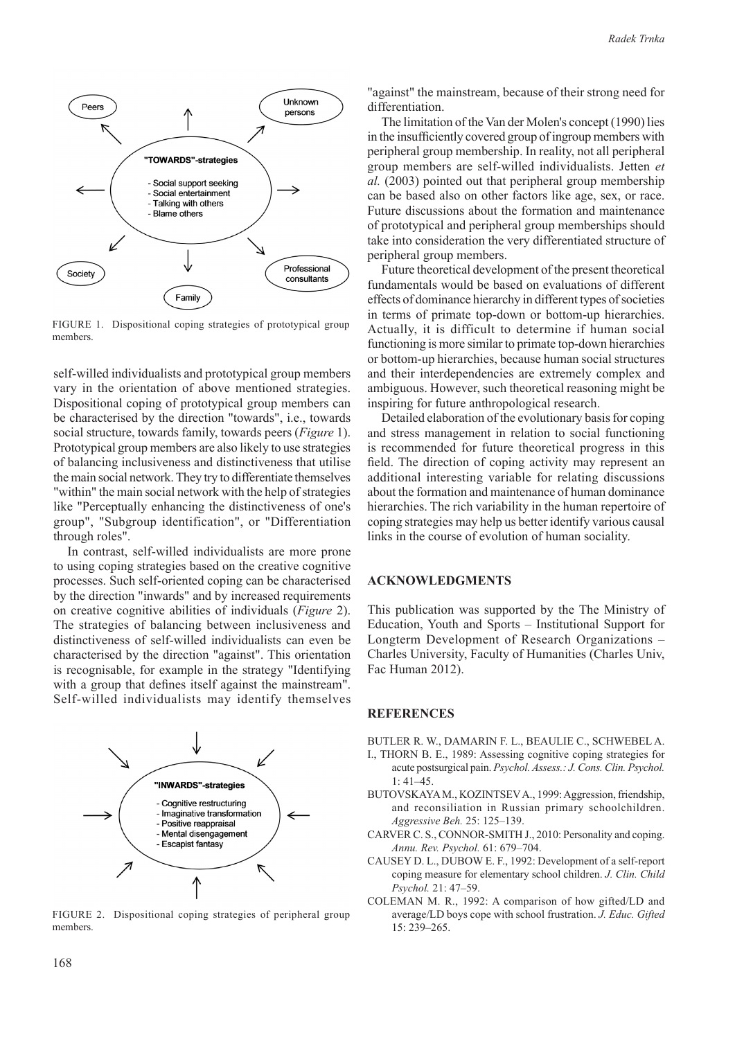FIGURE 1. Dispositional coping strategies of prototypical group members.

self-willed individualists and prototypical group members vary in the orientation of above mentioned strategies. Dispositional coping of prototypical group members can be characterised by the direction "towards", i.e., towards social structure, towards family, towards peers (*Figure* 1). Prototypical group members are also likely to use strategies of balancing inclusiveness and distinctiveness that utilise the main social network. They try to differentiate themselves "within" the main social network with the help of strategies like "Perceptually enhancing the distinctiveness of one's group", "Subgroup identification", or "Differentiation through roles".

In contrast, self-willed individualists are more prone to using coping strategies based on the creative cognitive processes. Such self-oriented coping can be characterised by the direction "inwards" and by increased requirements on creative cognitive abilities of individuals (*Figure* 2). The strategies of balancing between inclusiveness and distinctiveness of self-willed individualists can even be characterised by the direction "against". This orientation is recognisable, for example in the strategy "Identifying with a group that defines itself against the mainstream". Self-willed individualists may identify themselves

FIGURE 2. Dispositional coping strategies of peripheral group members.

"against" the mainstream, because of their strong need for differentiation.

The limitation of the Van der Molen's concept (1990) lies in the insufficiently covered group of ingroup members with peripheral group membership. In reality, not all peripheral group members are self-willed individualists. Jetten *et al.* (2003) pointed out that peripheral group membership can be based also on other factors like age, sex, or race. Future discussions about the formation and maintenance of prototypical and peripheral group memberships should take into consideration the very differentiated structure of peripheral group members.

Future theoretical development of the present theoretical fundamentals would be based on evaluations of different effects of dominance hierarchy in different types of societies in terms of primate top-down or bottom-up hierarchies. Actually, it is difficult to determine if human social functioning is more similar to primate top-down hierarchies or bottom-up hierarchies, because human social structures and their interdependencies are extremely complex and ambiguous. However, such theoretical reasoning might be inspiring for future anthropological research.

Detailed elaboration of the evolutionary basis for coping and stress management in relation to social functioning is recommended for future theoretical progress in this field. The direction of coping activity may represent an additional interesting variable for relating discussions about the formation and maintenance of human dominance hierarchies. The rich variability in the human repertoire of coping strategies may help us better identify various causal links in the course of evolution of human sociality.

## ACKNOWLEDGMENTS

This publication was supported by the The Ministry of Education, Youth and Sports – Institutional Support for Longterm Development of Research Organizations – Charles University, Faculty of Humanities (Charles Univ, Fac Human 2012).

## REFERENCES

BUTLER R. W., DAMARIN F. L., BEAULIE C., SCHWEBEL A. I., THORN B. E., 1989: Assessing cognitive coping strategies for acute postsurgical pain. *Psychol. Assess.: J. Cons. Clin. Psychol.* 1: 41–45.

BUTOVSKAYA M., KOZINTSEV A., 1999: Aggression, friendship, and reconsiliation in Russian primary schoolchildren. *Aggressive Beh.* 25: 125–139.

CARVER C. S., CONNOR-SMITH J., 2010: Personality and coping. *Annu. Rev. Psychol.* 61: 679–704.

CAUSEY D. L., DUBOW E. F., 1992: Development of a self-report coping measure for elementary school children. *J. Clin. Child Psychol.* 21: 47–59.

COLEMAN M. R., 1992: A comparison of how gifted/LD and average/LD boys cope with school frustration. *J. Educ. Gifted* 15: 239–265.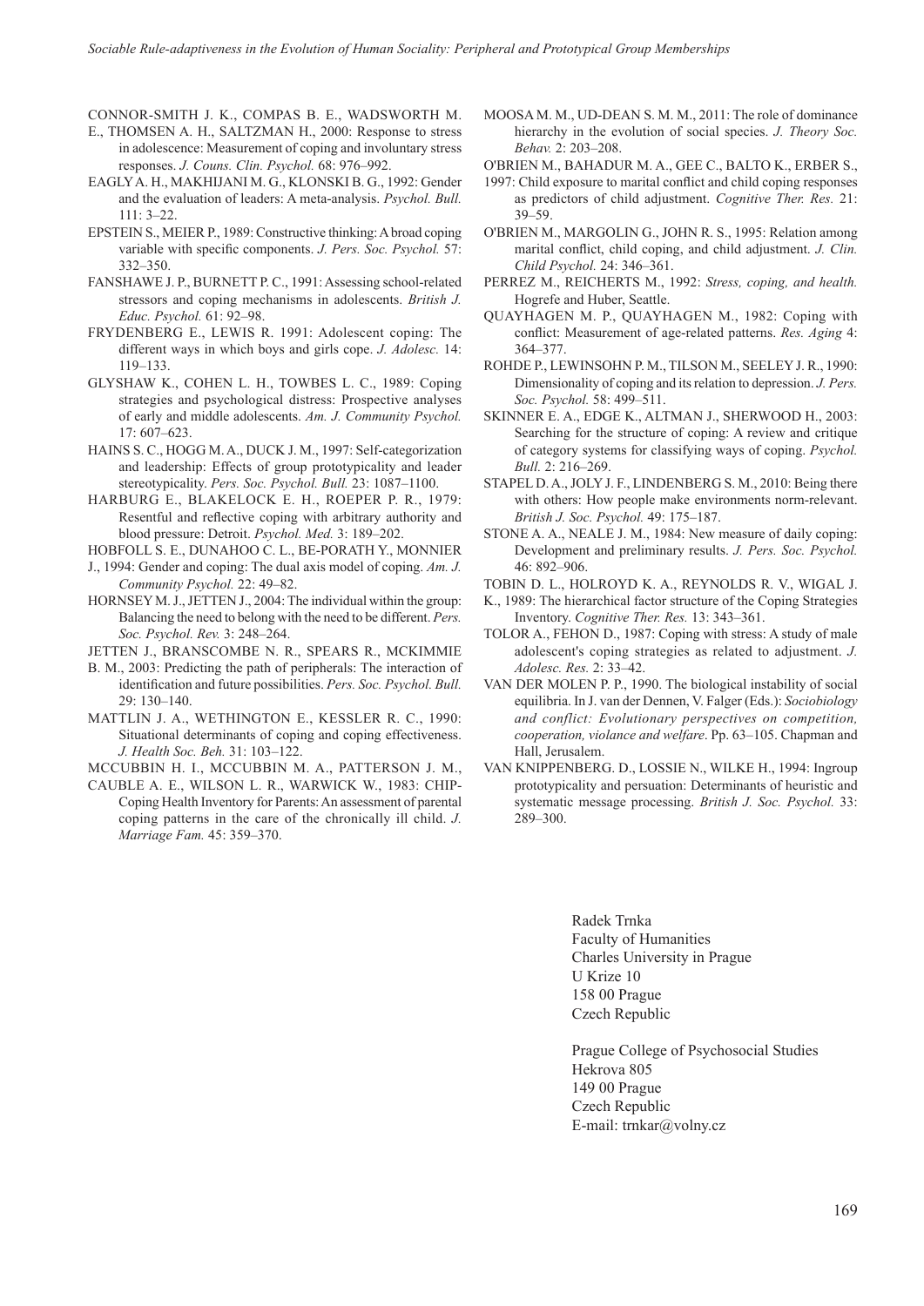CONNOR-SMITH J. K., COMPAS B. E., WADSWORTH M. E., THOMSEN A. H., SALTZMAN H., 2000: Response to stress in adolescence: Measurement of coping and involuntary stress responses. *J. Couns. Clin. Psychol.* 68: 976–992.

EAGLY A. H., MAKHIJANI M. G., KLONSKI B. G., 1992: Gender and the evaluation of leaders: A meta-analysis. *Psychol. Bull.* 111: 3–22.

EPSTEIN S., MEIER P., 1989: Constructive thinking: A broad coping variable with specific components. *J. Pers. Soc. Psychol.* 57: 332–350.

FANSHAWE J. P., BURNETT P. C., 1991: Assessing school-related stressors and coping mechanisms in adolescents. *British J. Educ. Psychol.* 61: 92–98.

FRYDENBERG E., LEWIS R. 1991: Adolescent coping: The different ways in which boys and girls cope. *J. Adolesc.* 14: 119–133.

GLYSHAW K., COHEN L. H., TOWBES L. C., 1989: Coping strategies and psychological distress: Prospective analyses of early and middle adolescents. *Am. J. Community Psychol.* 17: 607–623.

HAINS S. C., HOGG M. A., DUCK J. M., 1997: Self-categorization and leadership: Effects of group prototypicality and leader stereotypicality. *Pers. Soc. Psychol. Bull.* 23: 1087–1100.

HARBURG E., BLAKELOCK E. H., ROEPER P. R., 1979: Resentful and reflective coping with arbitrary authority and blood pressure: Detroit. *Psychol. Med.* 3: 189–202.

HOBFOLL S. E., DUNAHOO C. L., BE-PORATH Y., MONNIER J., 1994: Gender and coping: The dual axis model of coping. *Am. J. Community Psychol.* 22: 49–82.

HORNSEY M. J., JETTEN J., 2004: The individual within the group: Balancing the need to belong with the need to be different. *Pers. Soc. Psychol. Rev.* 3: 248–264.

JETTEN J., BRANSCOMBE N. R., SPEARS R., MCKIMMIE B. M., 2003: Predicting the path of peripherals: The interaction of identification and future possibilities. *Pers. Soc. Psychol. Bull.* 29: 130–140.

MATTLIN J. A., WETHINGTON E., KESSLER R. C., 1990: Situational determinants of coping and coping effectiveness. *J. Health Soc. Beh.* 31: 103–122.

MCCUBBIN H. I., MCCUBBIN M. A., PATTERSON J. M., CAUBLE A. E., WILSON L. R., WARWICK W., 1983: CHIP-Coping Health Inventory for Parents: An assessment of parental coping patterns in the care of the chronically ill child. *J. Marriage Fam.* 45: 359–370.

MOOSA M. M., UD-DEAN S. M. M., 2011: The role of dominance hierarchy in the evolution of social species. *J. Theory Soc. Behav.* 2: 203–208.

O'BRIEN M., BAHADUR M. A., GEE C., BALTO K., ERBER S., 1997: Child exposure to marital conflict and child coping responses as predictors of child adjustment. *Cognitive Ther. Res.* 21: 39–59.

O'BRIEN M., MARGOLIN G., JOHN R. S., 1995: Relation among marital conflict, child coping, and child adjustment. *J. Clin. Child Psychol.* 24: 346–361.

PERREZ M., REICHERTS M., 1992: *Stress, coping, and health.* Hogrefe and Huber, Seattle.

QUAYHAGEN M. P., QUAYHAGEN M., 1982: Coping with conflict: Measurement of age-related patterns. *Res. Aging* 4: 364–377.

ROHDE P., LEWINSOHN P. M., TILSON M., SEELEY J. R., 1990: Dimensionality of coping and its relation to depression. *J. Pers. Soc. Psychol.* 58: 499–511.

SKINNER E. A., EDGE K., ALTMAN J., SHERWOOD H., 2003: Searching for the structure of coping: A review and critique of category systems for classifying ways of coping. *Psychol. Bull.* 2: 216–269.

STAPEL D. A., JOLY J. F., LINDENBERG S. M., 2010: Being there with others: How people make environments norm-relevant. *British J. Soc. Psychol.* 49: 175–187.

STONE A. A., NEALE J. M., 1984: New measure of daily coping: Development and preliminary results. *J. Pers. Soc. Psychol.* 46: 892–906.

TOBIN D. L., HOLROYD K. A., REYNOLDS R. V., WIGAL J. K., 1989: The hierarchical factor structure of the Coping Strategies Inventory. *Cognitive Ther. Res.* 13: 343–361.

TOLOR A., FEHON D., 1987: Coping with stress: A study of male adolescent's coping strategies as related to adjustment. *J. Adolesc. Res.* 2: 33–42.

VAN DER MOLEN P. P., 1990. The biological instability of social equilibria. In J. van der Dennen, V. Falger (Eds.): *Sociobiology and conflict: Evolutionary perspectives on competition, cooperation, violance and welfare*. Pp. 63–105. Chapman and Hall, Jerusalem.

VAN KNIPPENBERG. D., LOSSIE N., WILKE H., 1994: Ingroup prototypicality and persuasion: Determinants of heuristic and systematic message processing. *British J. Soc. Psychol.* 33: 289–300.

Radek Trnka
Faculty of Humanities
Charles University in Prague
U Krize 10
158 00 Prague
Czech Republic

Prague College of Psychosocial Studies
Hekrova 805
149 00 Prague
Czech Republic
E-mail: trnkar@volny.cz